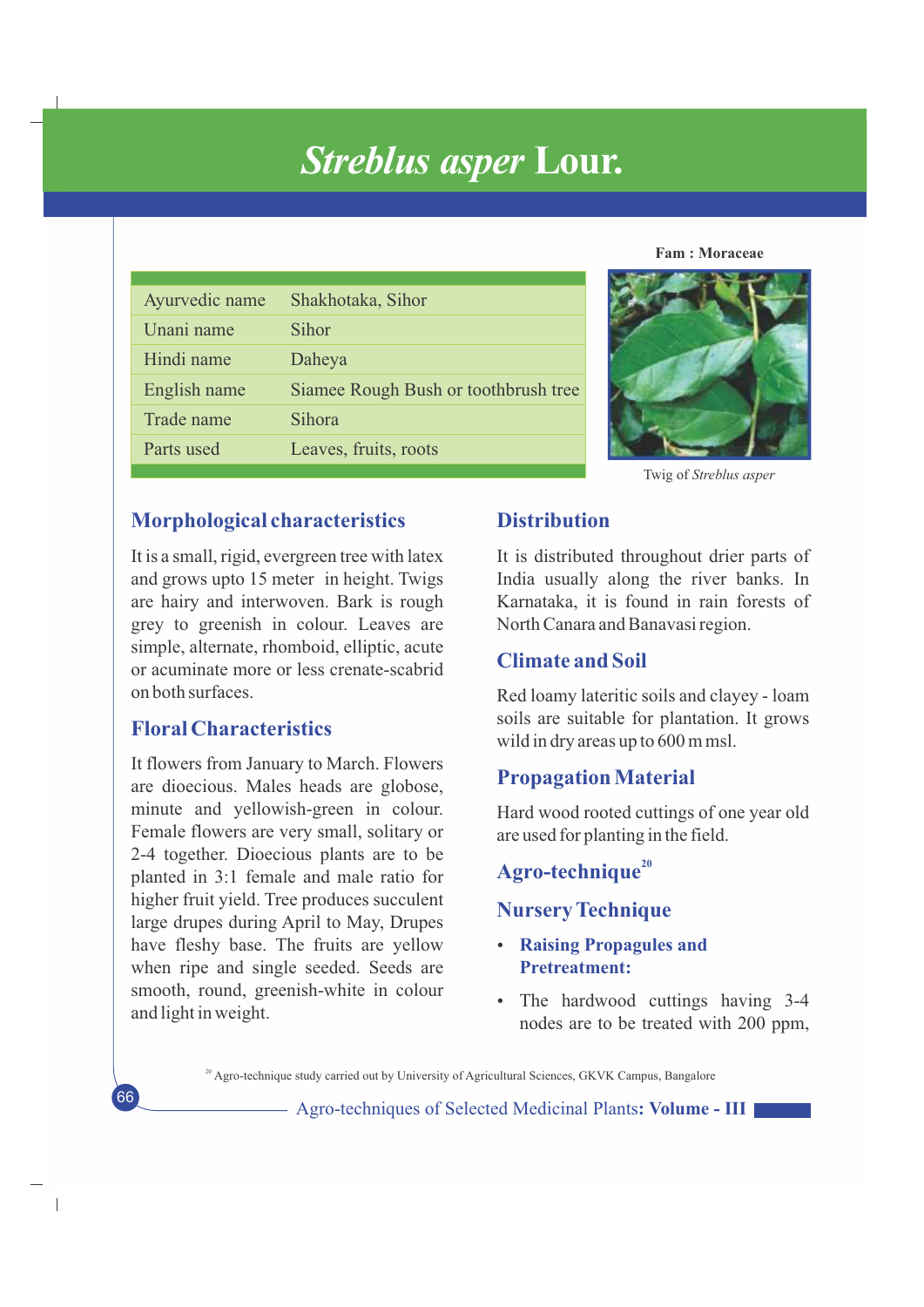# *Streblus asper* Lour.

**Fam : Moraceae**

| Ayurvedic name | Shakhotaka, Sihor |
|---|---|
| Unani name | Sihor |
| Hindi name | Daheya |
| English name | Siamee Rough Bush or toothbrush tree |
| Trade name | Sihora |
| Parts used | Leaves, fruits, roots |

Twig of *Streblus asper*

## Morphological characteristics

It is a small, rigid, evergreen tree with latex and grows upto 15 meter in height. Twigs are hairy and interwoven. Bark is rough grey to greenish in colour. Leaves are simple, alternate, rhomboid, elliptic, acute or acuminate more or less crenate-scabrid on both surfaces.

## Floral Characteristics

It flowers from January to March. Flowers are dioecious. Males heads are globose, minute and yellowish-green in colour. Female flowers are very small, solitary or 2-4 together. Dioecious plants are to be planted in 3:1 female and male ratio for higher fruit yield. Tree produces succulent large drupes during April to May, Drupes have fleshy base. The fruits are yellow when ripe and single seeded. Seeds are smooth, round, greenish-white in colour and light in weight.

## Distribution

It is distributed throughout drier parts of India usually along the river banks. In Karnataka, it is found in rain forests of North Canara and Banavasi region.

## Climate and Soil

Red loamy lateritic soils and clayey - loam soils are suitable for plantation. It grows wild in dry areas up to 600 m msl.

## Propagation Material

Hard wood rooted cuttings of one year old are used for planting in the field.

## Agro-technique[20]

## Nursery Technique

- **Raising Propagules and Pretreatment:**
- The hardwood cuttings having 3-4 nodes are to be treated with 200 ppm,

[20] Agro-technique study carried out by University of Agricultural Sciences, GKVK Campus, Bangalore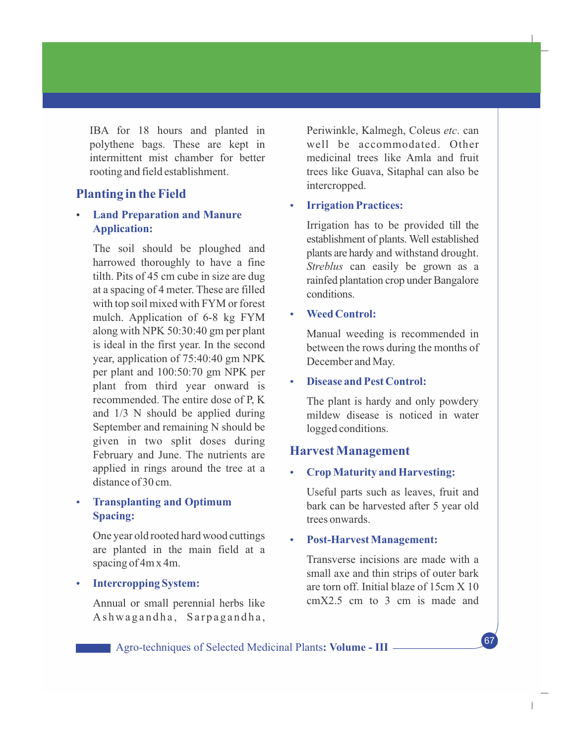IBA for 18 hours and planted in polythene bags. These are kept in intermittent mist chamber for better rooting and field establishment.

## Planting in the Field

- **Land Preparation and Manure Application:**

  The soil should be ploughed and harrowed thoroughly to have a fine tilth. Pits of 45 cm cube in size are dug at a spacing of 4 meter. These are filled with top soil mixed with FYM or forest mulch. Application of 6-8 kg FYM along with NPK 50:30:40 gm per plant is ideal in the first year. In the second year, application of 75:40:40 gm NPK per plant and 100:50:70 gm NPK per plant from third year onward is recommended. The entire dose of P, K and 1/3 N should be applied during September and remaining N should be given in two split doses during February and June. The nutrients are applied in rings around the tree at a distance of 30 cm.

- **Transplanting and Optimum Spacing:**

  One year old rooted hard wood cuttings are planted in the main field at a spacing of 4m x 4m.

- **Intercropping System:**

  Annual or small perennial herbs like Ashwagandha, Sarpagandha, Periwinkle, Kalmegh, Coleus *etc*. can well be accommodated. Other medicinal trees like Amla and fruit trees like Guava, Sitaphal can also be intercropped.

- **Irrigation Practices:**

  Irrigation has to be provided till the establishment of plants. Well established plants are hardy and withstand drought. *Streblus* can easily be grown as a rainfed plantation crop under Bangalore conditions.

- **Weed Control:**

  Manual weeding is recommended in between the rows during the months of December and May.

- **Disease and Pest Control:**

  The plant is hardy and only powdery mildew disease is noticed in water logged conditions.

## Harvest Management

- **Crop Maturity and Harvesting:**

  Useful parts such as leaves, fruit and bark can be harvested after 5 year old trees onwards.

- **Post-Harvest Management:**

  Transverse incisions are made with a small axe and thin strips of outer bark are torn off. Initial blaze of 15cm X 10 cmX2.5 cm to 3 cm is made and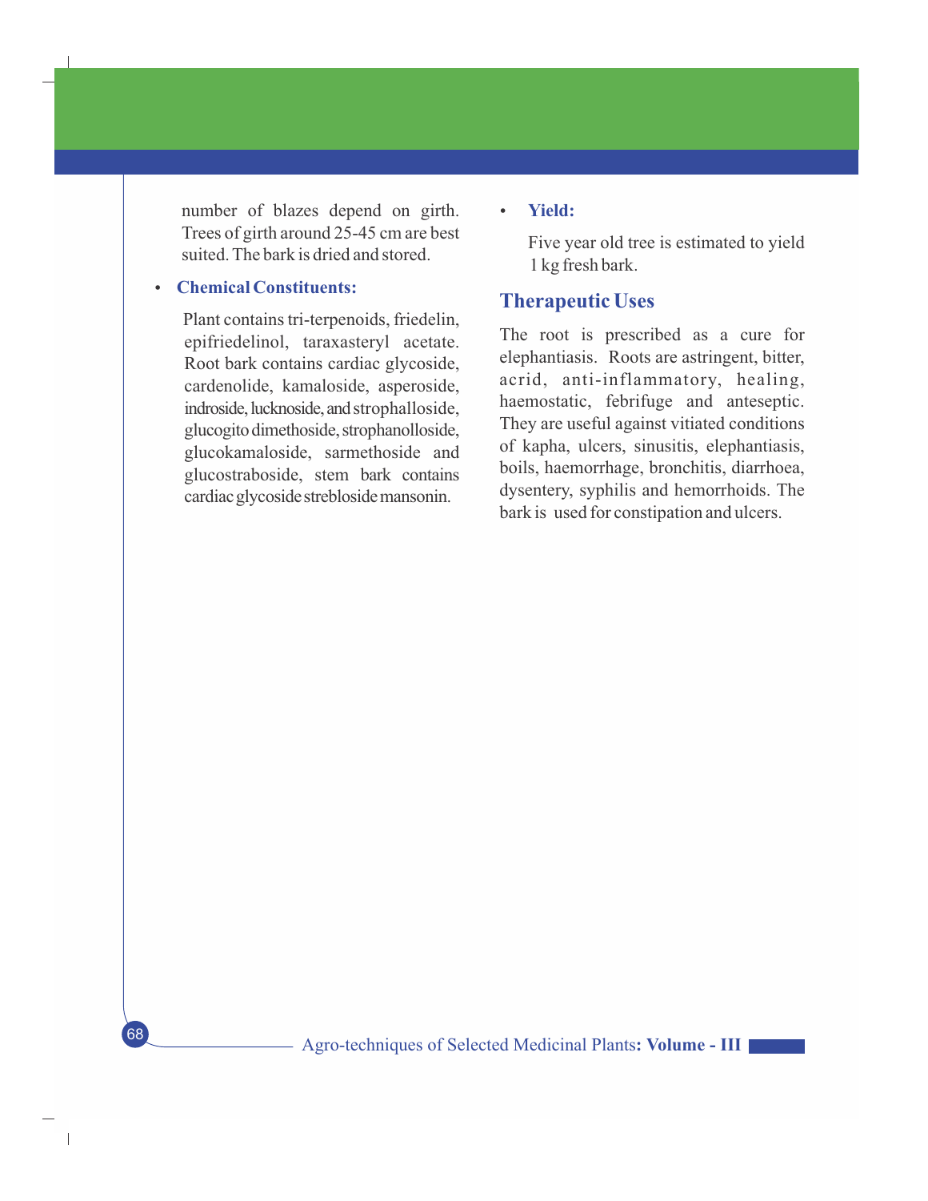number of blazes depend on girth. Trees of girth around 25-45 cm are best suited. The bark is dried and stored.

- **Chemical Constituents:**

  Plant contains tri-terpenoids, friedelin, epifriedelinol, taraxasteryl acetate. Root bark contains cardiac glycoside, cardenolide, kamaloside, asperoside, indroside, lucknoside, and strophalloside, glucogito dimethoside, strophanolloside, glucokamaloside, sarmethoside and glucostraboside, stem bark contains cardiac glycoside strebloside mansonin.

- **Yield:**

  Five year old tree is estimated to yield 1 kg fresh bark.

## Therapeutic Uses

The root is prescribed as a cure for elephantiasis. Roots are astringent, bitter, acrid, anti-inflammatory, healing, haemostatic, febrifuge and anteseptic. They are useful against vitiated conditions of kapha, ulcers, sinusitis, elephantiasis, boils, haemorrhage, bronchitis, diarrhoea, dysentery, syphilis and hemorrhoids. The bark is used for constipation and ulcers.